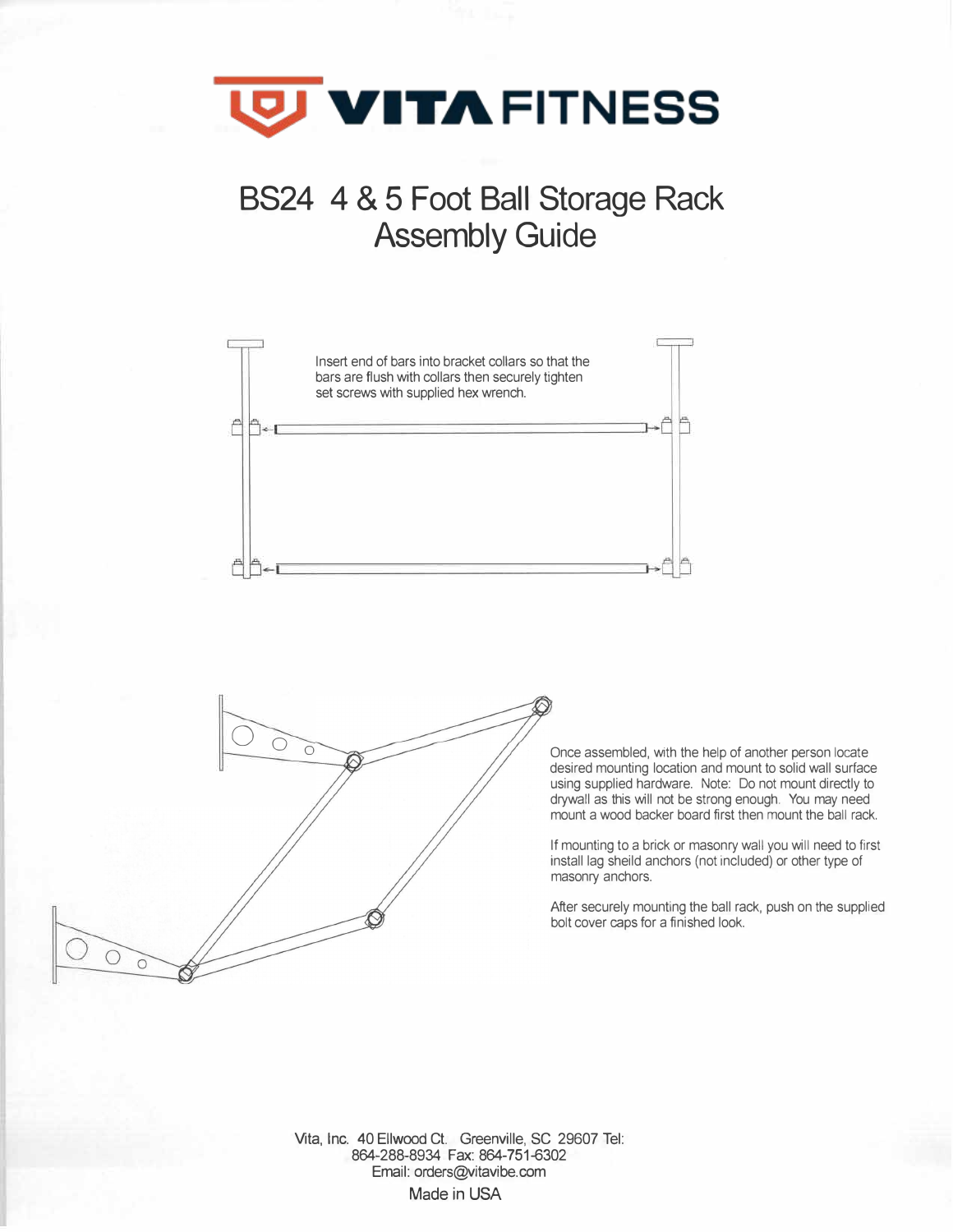# VITA FITNESS

## BS24 4 & 5 Foot Ball Storage Rack Assembly Guide

Insert end of bars into bracket collars so that the bars are flush with collars then securely tighten set screws with supplied hex wrench.

Once assembled, with the help of another person locate desired mounting location and mount to solid wall surface using supplied hardware. Note: Do not mount directly to drywall as this will not be strong enough. You may need mount a wood backer board first then mount the ball rack.

If mounting to a brick or masonry wall you will need to first install lag sheild anchors (not included) or other type of masonry anchors.

After securely mounting the ball rack, push on the supplied bolt cover caps for a finished look.

Vita, Inc. 40 Ellwood Ct. Greenville, SC 29607 Tel: 864-288-8934 Fax: 864-751-6302
Email: orders@vitavibe.com
Made in USA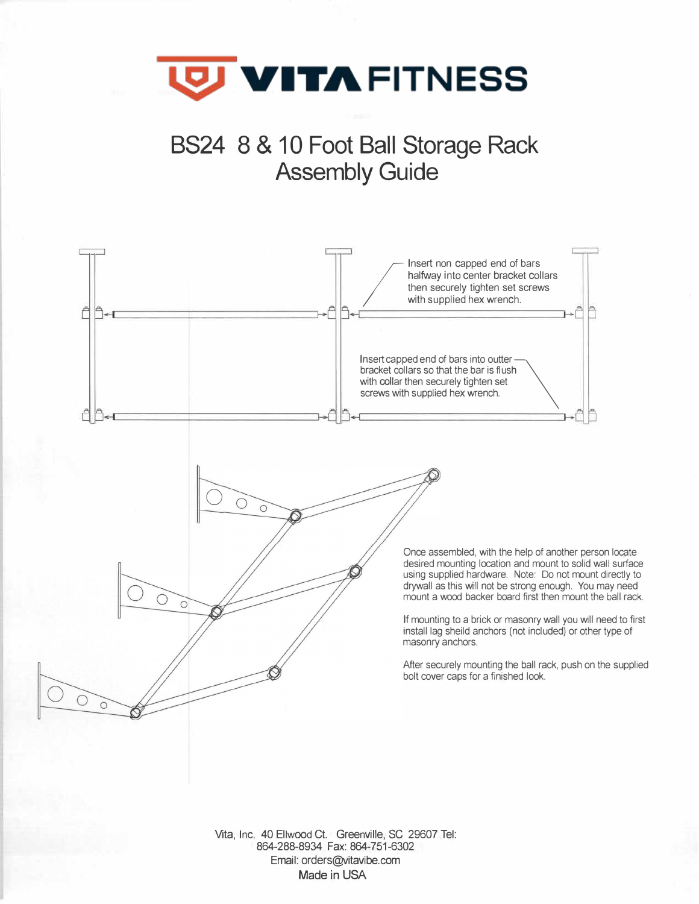# VITA FITNESS

# BS24 8 & 10 Foot Ball Storage Rack Assembly Guide

Insert non capped end of bars halfway into center bracket collars then securely tighten set screws with supplied hex wrench.

Insert capped end of bars into outter bracket collars so that the bar is flush with collar then securely tighten set screws with supplied hex wrench.

Once assembled, with the help of another person locate desired mounting location and mount to solid wall surface using supplied hardware. Note: Do not mount directly to drywall as this will not be strong enough. You may need mount a wood backer board first then mount the ball rack.

If mounting to a brick or masonry wall you will need to first install lag sheild anchors (not included) or other type of masonry anchors.

After securely mounting the ball rack, push on the supplied bolt cover caps for a finished look.

Vita, Inc. 40 Ellwood Ct. Greenville, SC 29607 Tel: 864-288-8934 Fax: 864-751-6302
Email: orders@vitavibe.com
Made in USA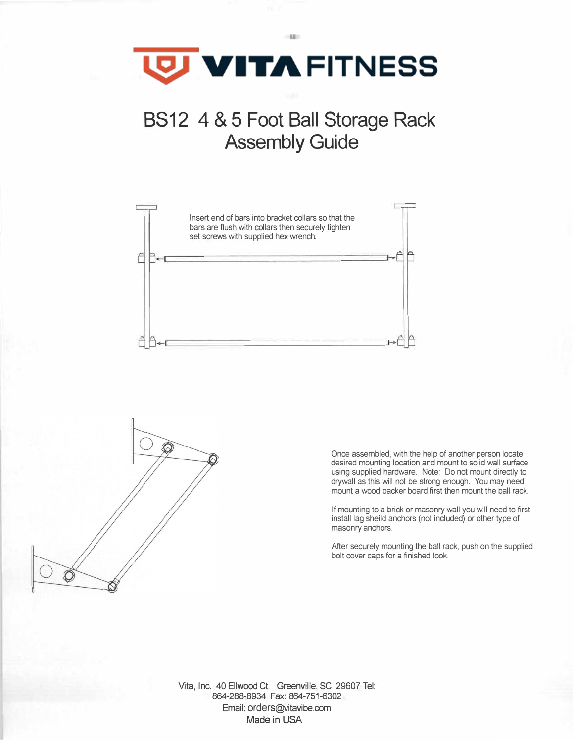# VITA FITNESS

## BS12 4 & 5 Foot Ball Storage Rack Assembly Guide

Insert end of bars into bracket collars so that the bars are flush with collars then securely tighten set screws with supplied hex wrench.

Once assembled, with the help of another person locate desired mounting location and mount to solid wall surface using supplied hardware. Note: Do not mount directly to drywall as this will not be strong enough. You may need mount a wood backer board first then mount the ball rack.

If mounting to a brick or masonry wall you will need to first install lag sheild anchors (not included) or other type of masonry anchors.

After securely mounting the ball rack, push on the supplied bolt cover caps for a finished look.

Vita, Inc. 40 Ellwood Ct. Greenville, SC 29607 Tel: 864-288-8934 Fax: 864-751-6302
Email: orders@vitavibe.com
Made in USA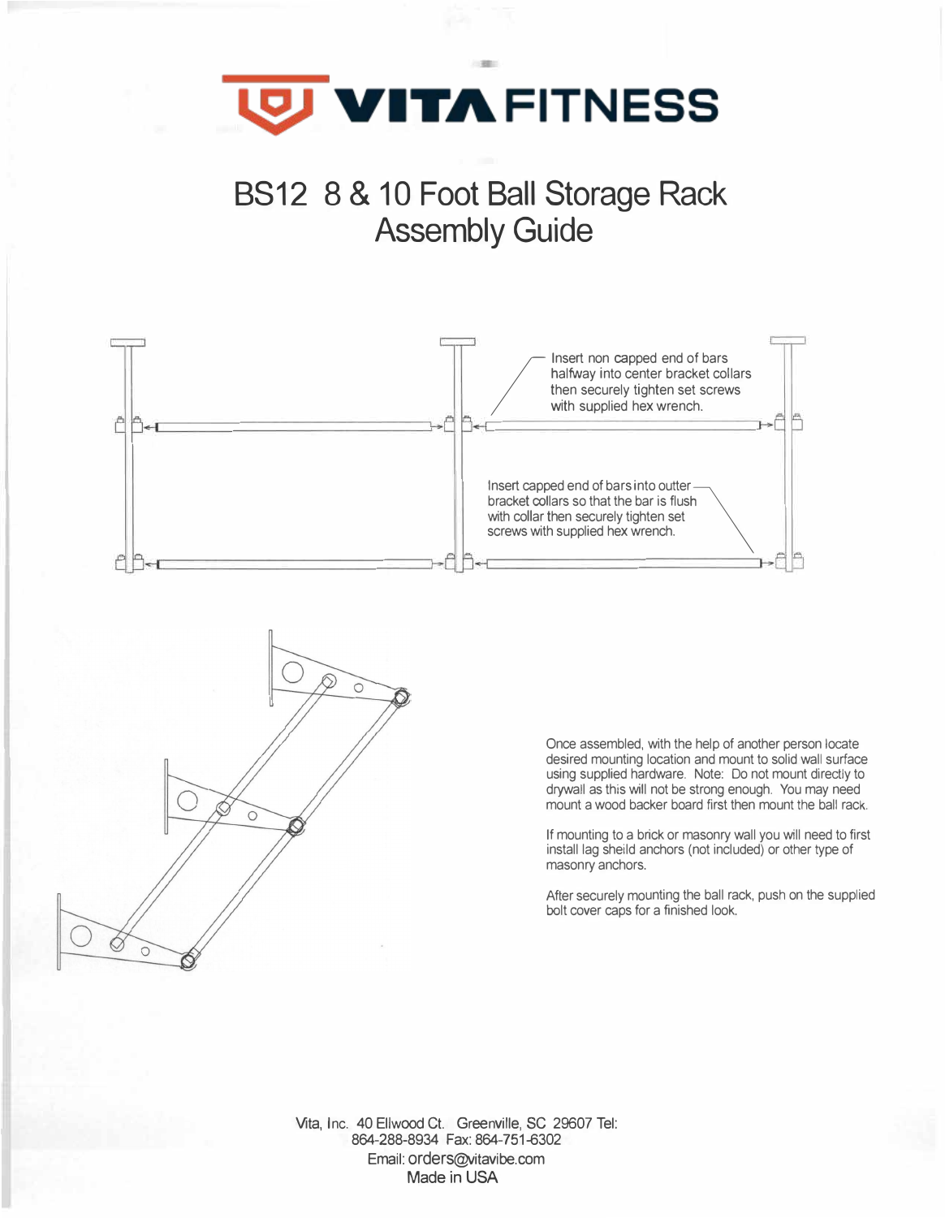# VITA FITNESS

# BS12 8 & 10 Foot Ball Storage Rack Assembly Guide

Insert non capped end of bars halfway into center bracket collars then securely tighten set screws with supplied hex wrench.

Insert capped end of bars into outter bracket collars so that the bar is flush with collar then securely tighten set screws with supplied hex wrench.

Once assembled, with the help of another person locate desired mounting location and mount to solid wall surface using supplied hardware. Note: Do not mount directly to drywall as this will not be strong enough. You may need mount a wood backer board first then mount the ball rack.

If mounting to a brick or masonry wall you will need to first install lag sheild anchors (not included) or other type of masonry anchors.

After securely mounting the ball rack, push on the supplied bolt cover caps for a finished look.

Vita, Inc. 40 Ellwood Ct. Greenville, SC 29607 Tel: 864-288-8934 Fax: 864-751-6302
Email: orders@vitavibe.com
Made in USA